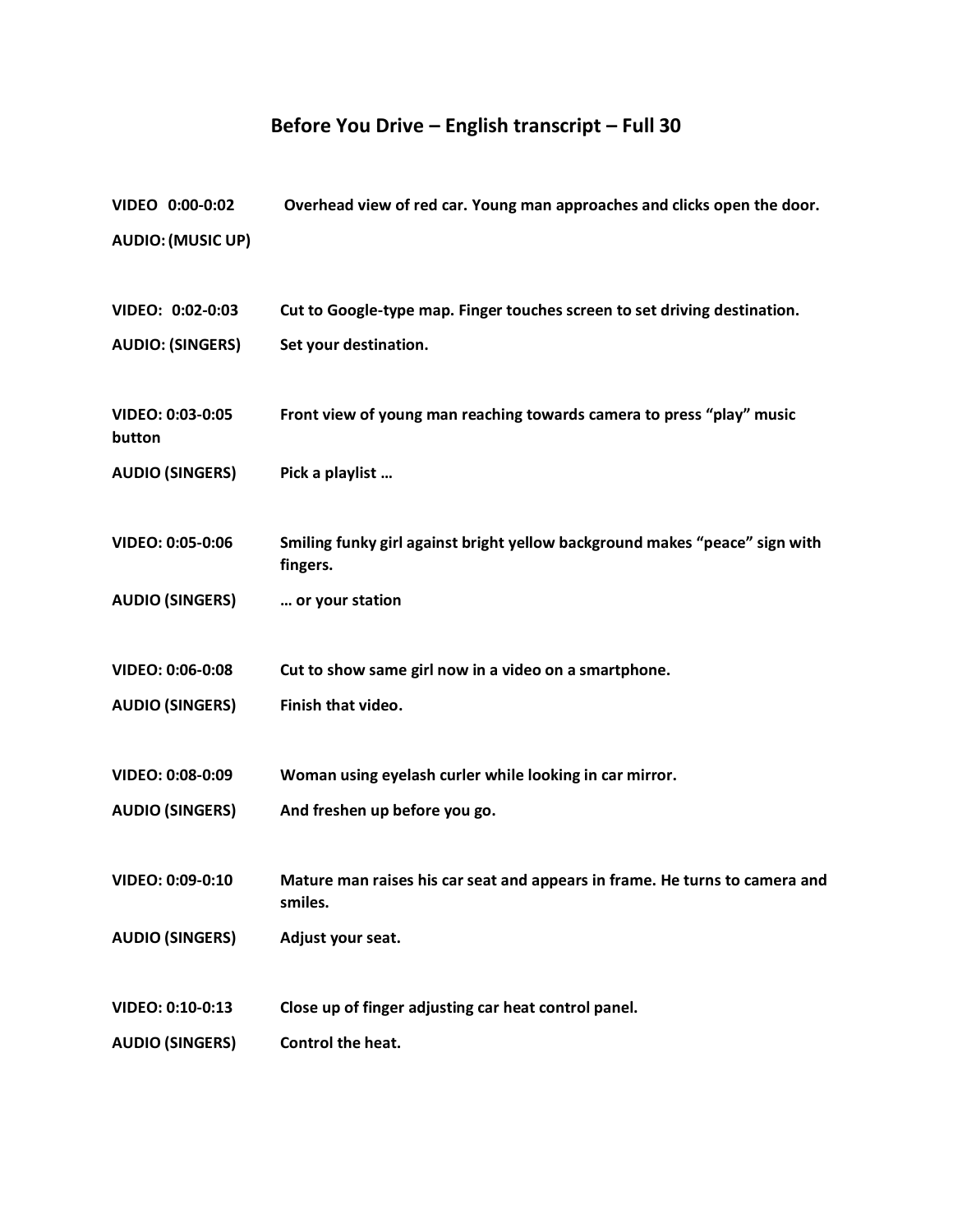# Before You Drive – English transcript – Full 30

**VIDEO 0:00-0:02** Overhead view of red car. Young man approaches and clicks open the door.

**AUDIO: (MUSIC UP)**

**VIDEO: 0:02-0:03** Cut to Google-type map. Finger touches screen to set driving destination.

**AUDIO: (SINGERS)** Set your destination.

**VIDEO: 0:03-0:05** Front view of young man reaching towards camera to press "play" music button

**AUDIO (SINGERS)** Pick a playlist …

**VIDEO: 0:05-0:06** Smiling funky girl against bright yellow background makes "peace" sign with fingers.

**AUDIO (SINGERS)** … or your station

**VIDEO: 0:06-0:08** Cut to show same girl now in a video on a smartphone.

**AUDIO (SINGERS)** Finish that video.

**VIDEO: 0:08-0:09** Woman using eyelash curler while looking in car mirror.

**AUDIO (SINGERS)** And freshen up before you go.

**VIDEO: 0:09-0:10** Mature man raises his car seat and appears in frame. He turns to camera and smiles.

**AUDIO (SINGERS)** Adjust your seat.

**VIDEO: 0:10-0:13** Close up of finger adjusting car heat control panel.

**AUDIO (SINGERS)** Control the heat.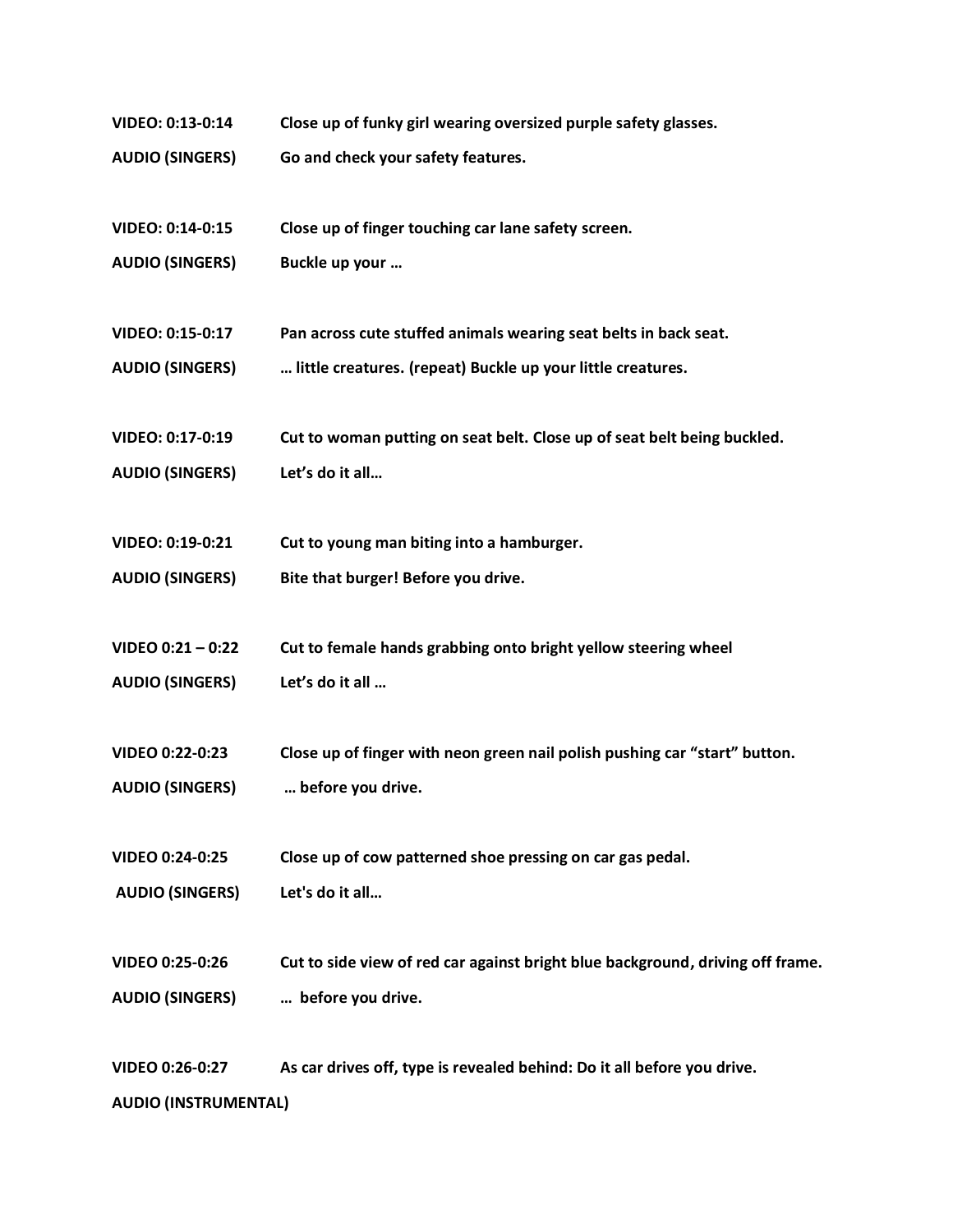**VIDEO: 0:13-0:14** **Close up of funky girl wearing oversized purple safety glasses.**

**AUDIO (SINGERS)** **Go and check your safety features.**

**VIDEO: 0:14-0:15** **Close up of finger touching car lane safety screen.**

**AUDIO (SINGERS)** **Buckle up your …**

**VIDEO: 0:15-0:17** **Pan across cute stuffed animals wearing seat belts in back seat.**

**AUDIO (SINGERS)** **… little creatures. (repeat) Buckle up your little creatures.**

**VIDEO: 0:17-0:19** **Cut to woman putting on seat belt. Close up of seat belt being buckled.**

**AUDIO (SINGERS)** **Let's do it all…**

**VIDEO: 0:19-0:21** **Cut to young man biting into a hamburger.**

**AUDIO (SINGERS)** **Bite that burger! Before you drive.**

**VIDEO 0:21 – 0:22** **Cut to female hands grabbing onto bright yellow steering wheel**

**AUDIO (SINGERS)** **Let's do it all …**

**VIDEO 0:22-0:23** **Close up of finger with neon green nail polish pushing car "start" button.**

**AUDIO (SINGERS)** **… before you drive.**

**VIDEO 0:24-0:25** **Close up of cow patterned shoe pressing on car gas pedal.**

**AUDIO (SINGERS)** **Let's do it all…**

**VIDEO 0:25-0:26** **Cut to side view of red car against bright blue background, driving off frame.**

**AUDIO (SINGERS)** **… before you drive.**

**VIDEO 0:26-0:27** **As car drives off, type is revealed behind: Do it all before you drive.**

**AUDIO (INSTRUMENTAL)**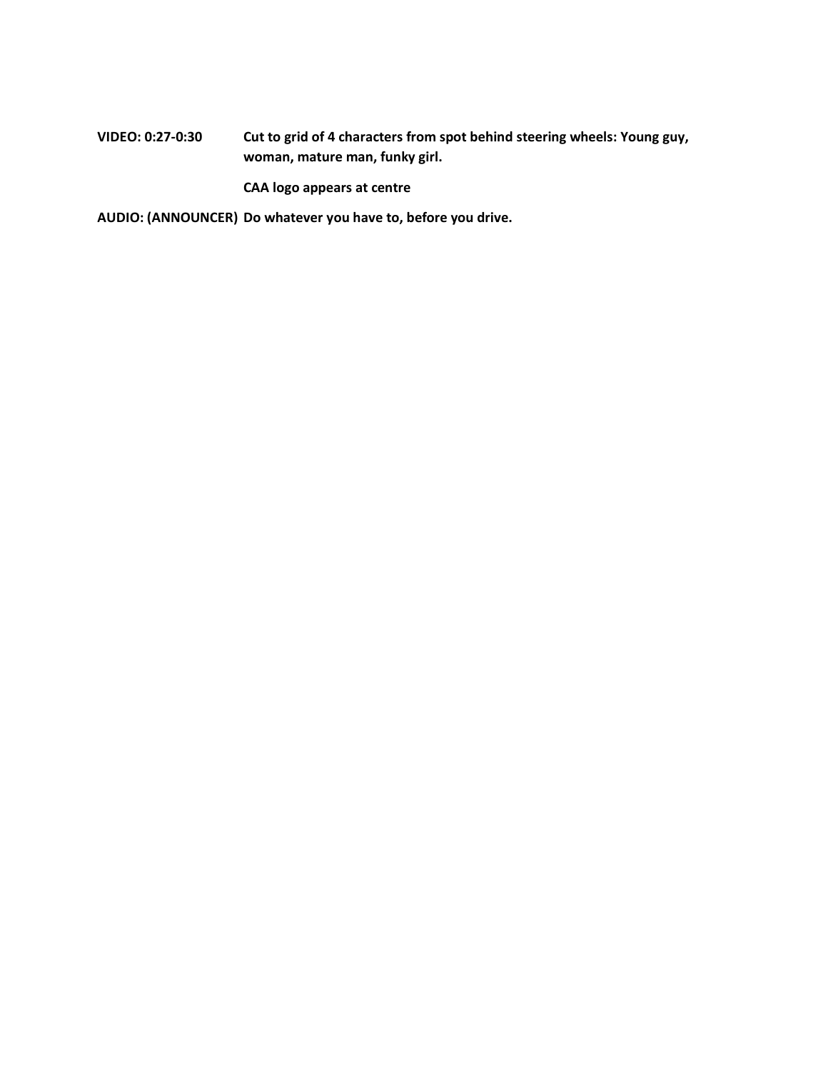| | |
|---|---|
| **VIDEO: 0:27-0:30** | **Cut to grid of 4 characters from spot behind steering wheels: Young guy, woman, mature man, funky girl.** |
| | **CAA logo appears at centre** |
| **AUDIO: (ANNOUNCER)** | **Do whatever you have to, before you drive.** |